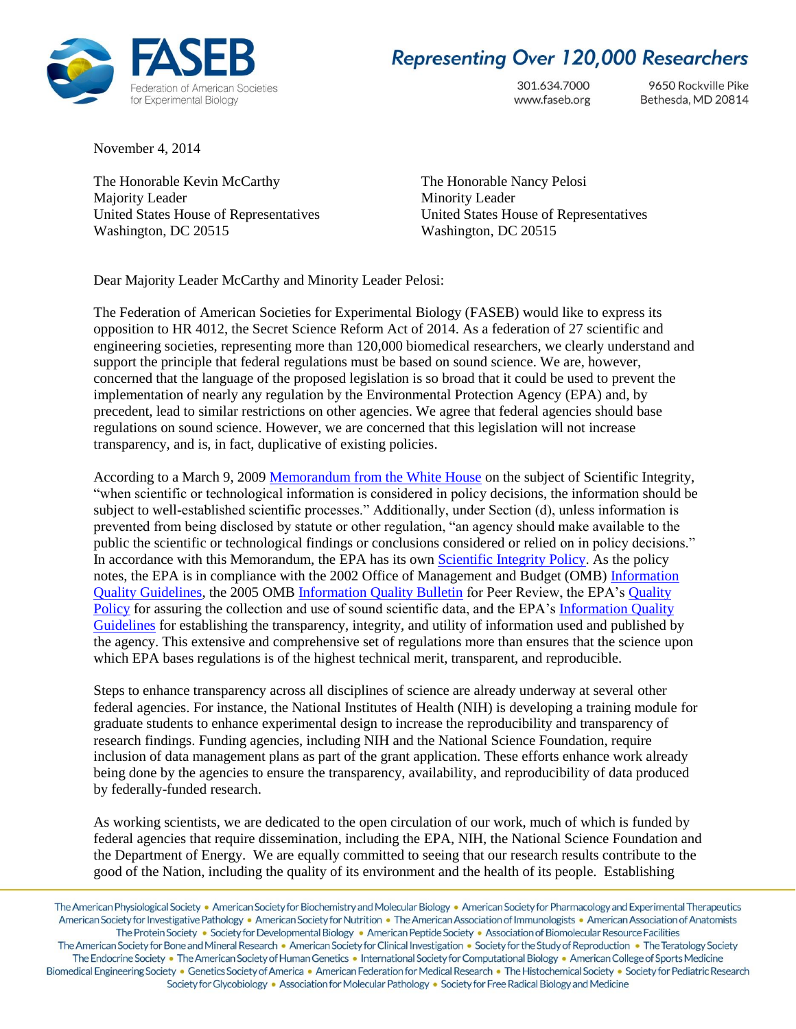**FASEB**
Federation of American Societies for Experimental Biology

*Representing Over 120,000 Researchers*

301.634.7000
www.faseb.org

9650 Rockville Pike
Bethesda, MD 20814

November 4, 2014

The Honorable Kevin McCarthy
Majority Leader
United States House of Representatives
Washington, DC 20515

The Honorable Nancy Pelosi
Minority Leader
United States House of Representatives
Washington, DC 20515

Dear Majority Leader McCarthy and Minority Leader Pelosi:

The Federation of American Societies for Experimental Biology (FASEB) would like to express its opposition to HR 4012, the Secret Science Reform Act of 2014. As a federation of 27 scientific and engineering societies, representing more than 120,000 biomedical researchers, we clearly understand and support the principle that federal regulations must be based on sound science. We are, however, concerned that the language of the proposed legislation is so broad that it could be used to prevent the implementation of nearly any regulation by the Environmental Protection Agency (EPA) and, by precedent, lead to similar restrictions on other agencies. We agree that federal agencies should base regulations on sound science. However, we are concerned that this legislation will not increase transparency, and is, in fact, duplicative of existing policies.

According to a March 9, 2009 Memorandum from the White House on the subject of Scientific Integrity, "when scientific or technological information is considered in policy decisions, the information should be subject to well-established scientific processes." Additionally, under Section (d), unless information is prevented from being disclosed by statute or other regulation, "an agency should make available to the public the scientific or technological findings or conclusions considered or relied on in policy decisions." In accordance with this Memorandum, the EPA has its own Scientific Integrity Policy. As the policy notes, the EPA is in compliance with the 2002 Office of Management and Budget (OMB) Information Quality Guidelines, the 2005 OMB Information Quality Bulletin for Peer Review, the EPA's Quality Policy for assuring the collection and use of sound scientific data, and the EPA's Information Quality Guidelines for establishing the transparency, integrity, and utility of information used and published by the agency. This extensive and comprehensive set of regulations more than ensures that the science upon which EPA bases regulations is of the highest technical merit, transparent, and reproducible.

Steps to enhance transparency across all disciplines of science are already underway at several other federal agencies. For instance, the National Institutes of Health (NIH) is developing a training module for graduate students to enhance experimental design to increase the reproducibility and transparency of research findings. Funding agencies, including NIH and the National Science Foundation, require inclusion of data management plans as part of the grant application. These efforts enhance work already being done by the agencies to ensure the transparency, availability, and reproducibility of data produced by federally-funded research.

As working scientists, we are dedicated to the open circulation of our work, much of which is funded by federal agencies that require dissemination, including the EPA, NIH, the National Science Foundation and the Department of Energy. We are equally committed to seeing that our research results contribute to the good of the Nation, including the quality of its environment and the health of its people. Establishing

The American Physiological Society • American Society for Biochemistry and Molecular Biology • American Society for Pharmacology and Experimental Therapeutics • American Society for Investigative Pathology • American Society for Nutrition • The American Association of Immunologists • American Association of Anatomists • The Protein Society • Society for Developmental Biology • American Peptide Society • Association of Biomolecular Resource Facilities • The American Society for Bone and Mineral Research • American Society for Clinical Investigation • Society for the Study of Reproduction • The Teratology Society • The Endocrine Society • The American Society of Human Genetics • International Society for Computational Biology • American College of Sports Medicine • Biomedical Engineering Society • Genetics Society of America • American Federation for Medical Research • The Histochemical Society • Society for Pediatric Research • Society for Glycobiology • Association for Molecular Pathology • Society for Free Radical Biology and Medicine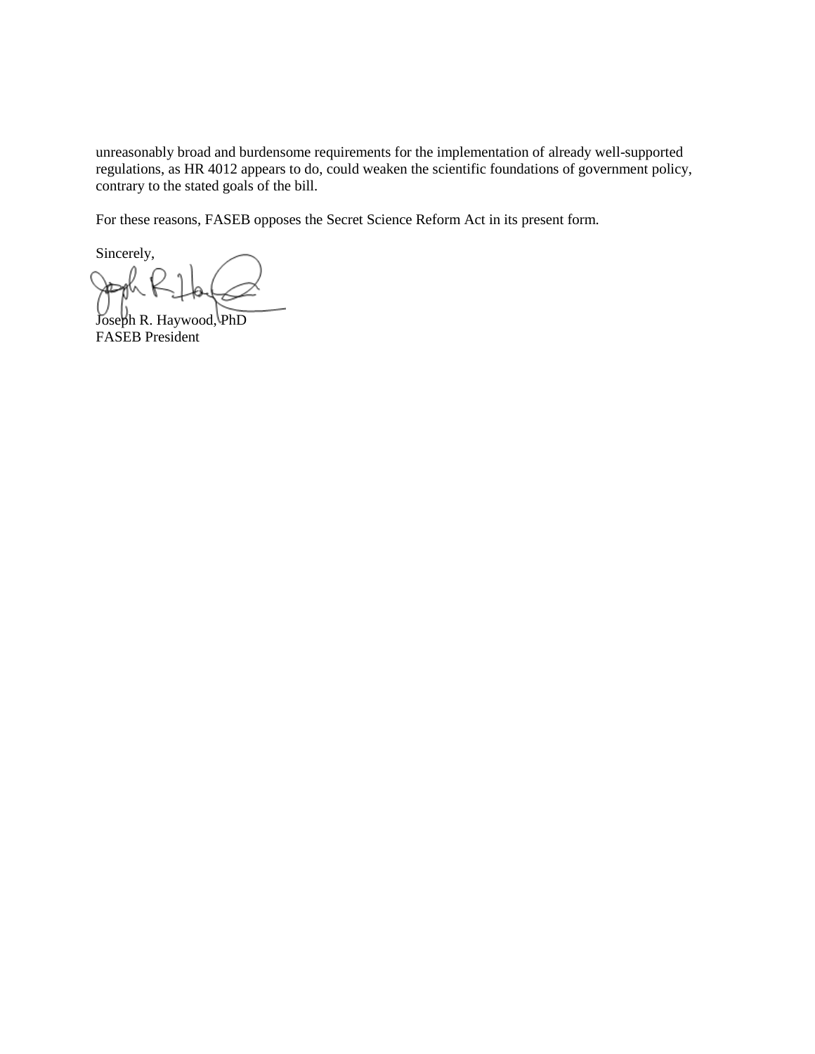unreasonably broad and burdensome requirements for the implementation of already well-supported regulations, as HR 4012 appears to do, could weaken the scientific foundations of government policy, contrary to the stated goals of the bill.

For these reasons, FASEB opposes the Secret Science Reform Act in its present form.

Sincerely,

Joseph R. Haywood, PhD  
FASEB President